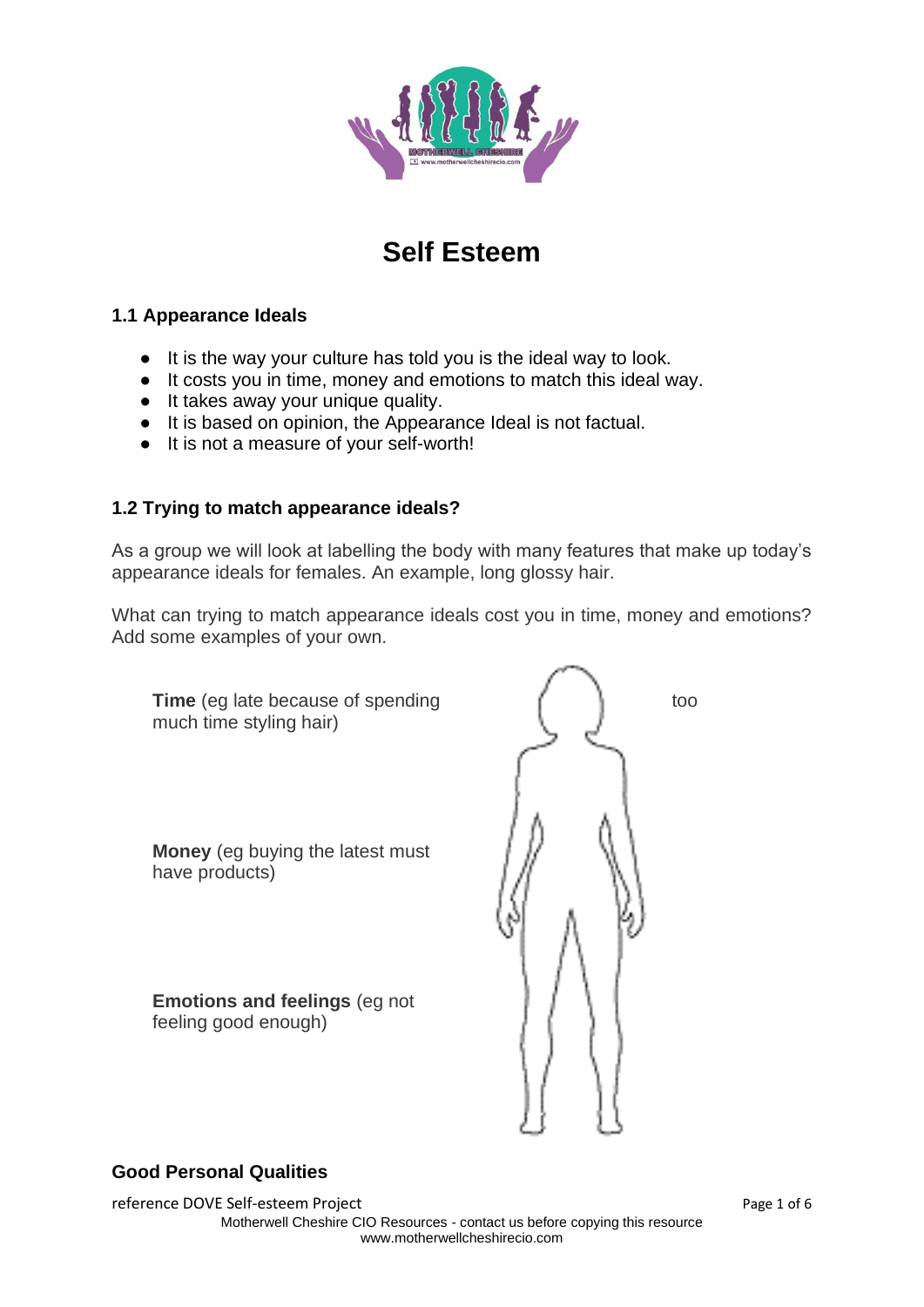# Self Esteem

### 1.1 Appearance Ideals

- It is the way your culture has told you is the ideal way to look.
- It costs you in time, money and emotions to match this ideal way.
- It takes away your unique quality.
- It is based on opinion, the Appearance Ideal is not factual.
- It is not a measure of your self-worth!

### 1.2 Trying to match appearance ideals?

As a group we will look at labelling the body with many features that make up today's appearance ideals for females. An example, long glossy hair.

What can trying to match appearance ideals cost you in time, money and emotions? Add some examples of your own.

**Time** (eg late because of spending too much time styling hair)

**Money** (eg buying the latest must have products)

**Emotions and feelings** (eg not feeling good enough)

### Good Personal Qualities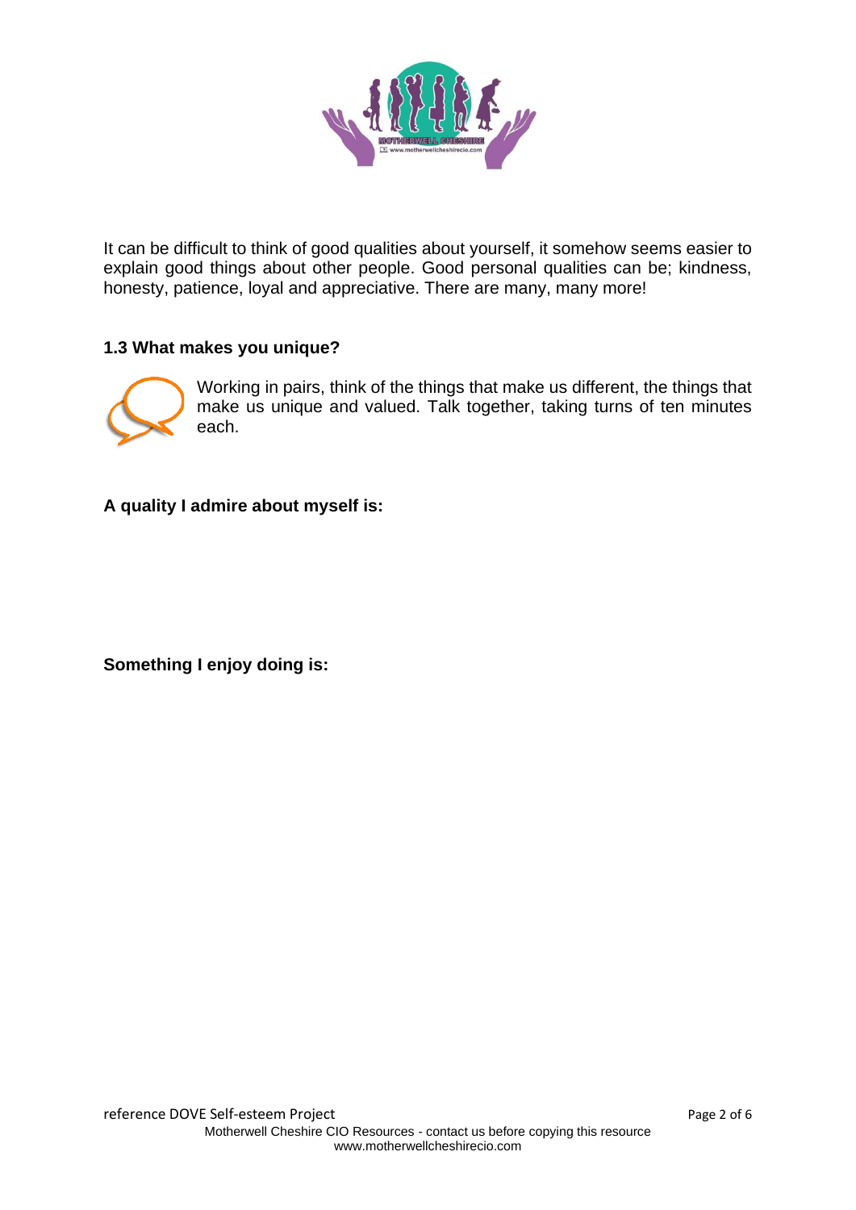It can be difficult to think of good qualities about yourself, it somehow seems easier to explain good things about other people. Good personal qualities can be; kindness, honesty, patience, loyal and appreciative. There are many, many more!

### 1.3 What makes you unique?

Working in pairs, think of the things that make us different, the things that make us unique and valued. Talk together, taking turns of ten minutes each.

**A quality I admire about myself is:**

**Something I enjoy doing is:**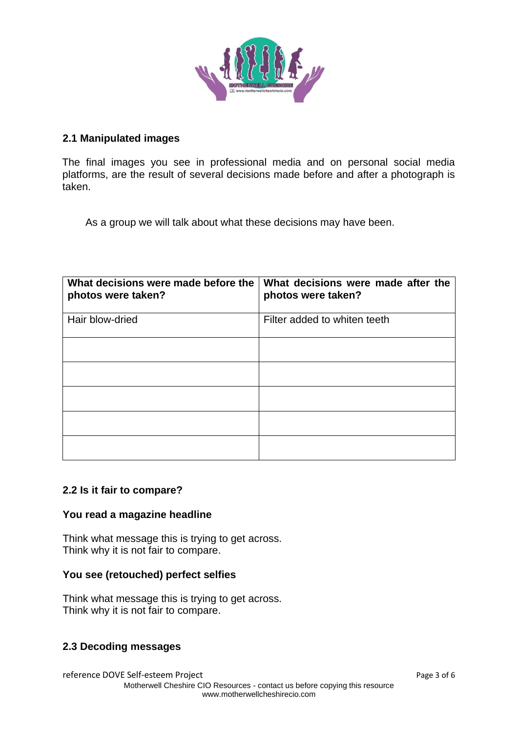## 2.1 Manipulated images

The final images you see in professional media and on personal social media platforms, are the result of several decisions made before and after a photograph is taken.

As a group we will talk about what these decisions may have been.

| What decisions were made before the photos were taken? | What decisions were made after the photos were taken? |
|---|---|
| Hair blow-dried | Filter added to whiten teeth |
| | |
| | |
| | |
| | |
| | |

## 2.2 Is it fair to compare?

### You read a magazine headline

Think what message this is trying to get across.
Think why it is not fair to compare.

### You see (retouched) perfect selfies

Think what message this is trying to get across.
Think why it is not fair to compare.

## 2.3 Decoding messages

reference DOVE Self-esteem Project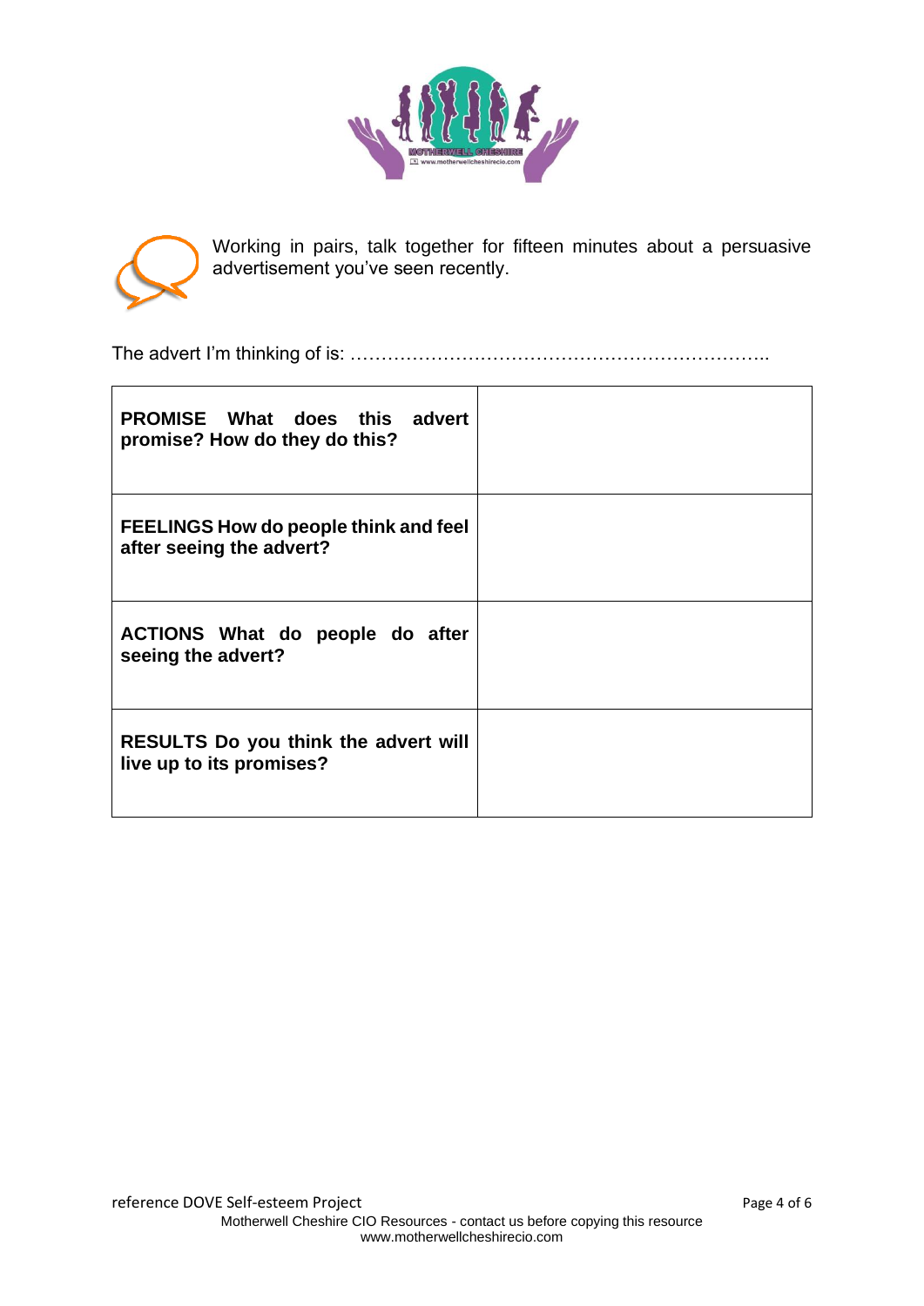Working in pairs, talk together for fifteen minutes about a persuasive advertisement you've seen recently.

The advert I'm thinking of is: …………………………………………………………..

| | |
|---|---|
| **PROMISE What does this advert promise? How do they do this?** | |
| **FEELINGS How do people think and feel after seeing the advert?** | |
| **ACTIONS What do people do after seeing the advert?** | |
| **RESULTS Do you think the advert will live up to its promises?** | |

reference DOVE Self-esteem Project

Motherwell Cheshire CIO Resources - contact us before copying this resource
www.motherwellcheshirecio.com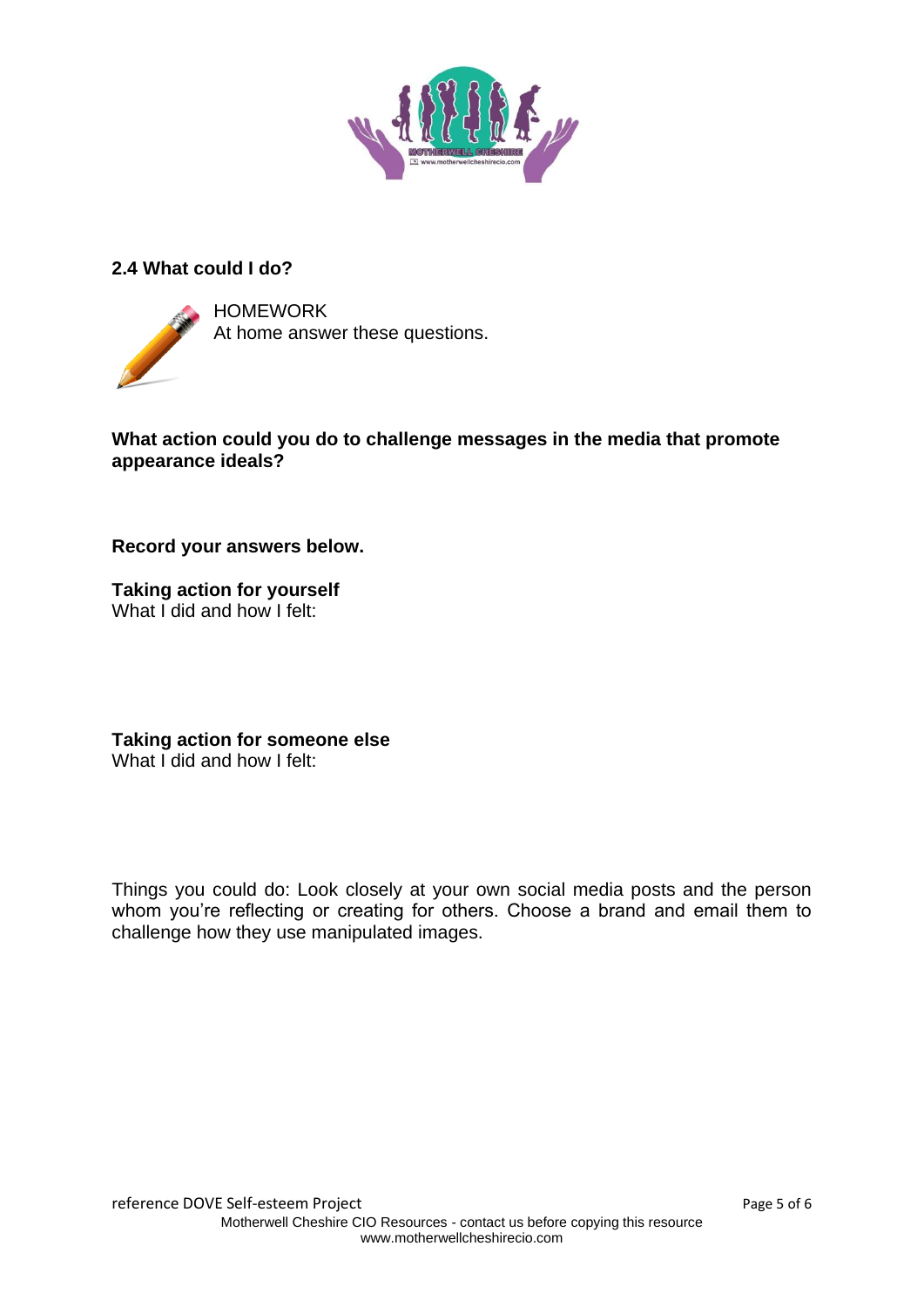## 2.4 What could I do?

HOMEWORK
At home answer these questions.

**What action could you do to challenge messages in the media that promote appearance ideals?**

**Record your answers below.**

**Taking action for yourself**
What I did and how I felt:

**Taking action for someone else**
What I did and how I felt:

Things you could do: Look closely at your own social media posts and the person whom you're reflecting or creating for others. Choose a brand and email them to challenge how they use manipulated images.

reference DOVE Self-esteem Project

Motherwell Cheshire CIO Resources - contact us before copying this resource
www.motherwellcheshirecio.com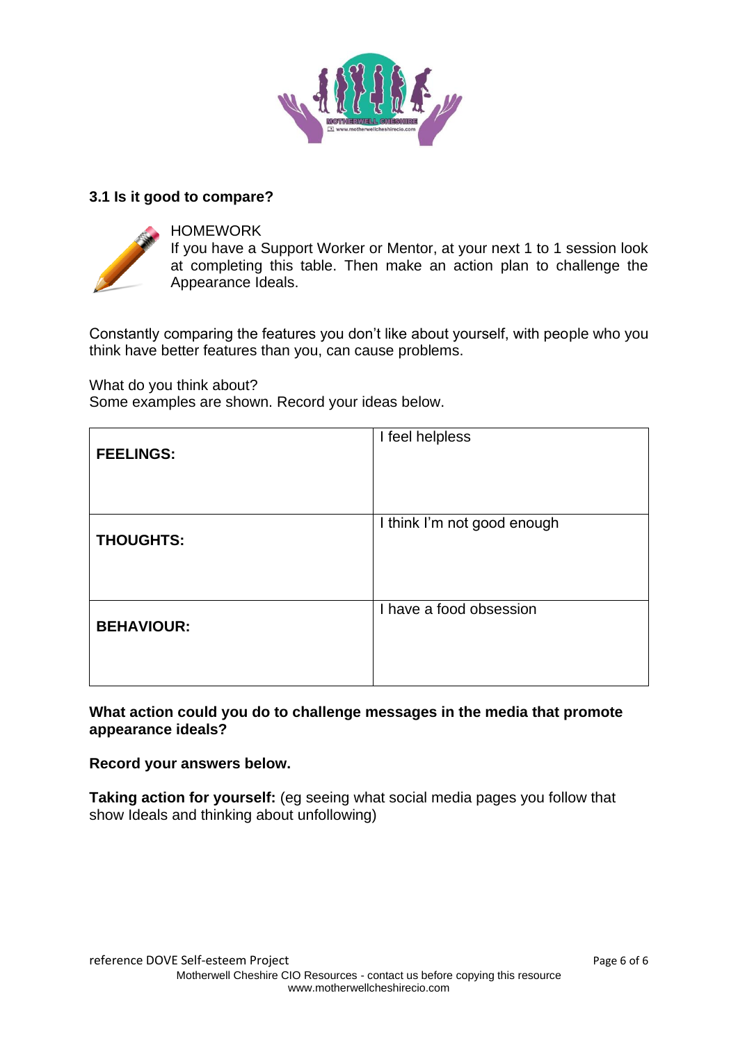### 3.1 Is it good to compare?

HOMEWORK
If you have a Support Worker or Mentor, at your next 1 to 1 session look at completing this table. Then make an action plan to challenge the Appearance Ideals.

Constantly comparing the features you don't like about yourself, with people who you think have better features than you, can cause problems.

What do you think about?
Some examples are shown. Record your ideas below.

| | |
|---|---|
| **FEELINGS:** | I feel helpless |
| **THOUGHTS:** | I think I'm not good enough |
| **BEHAVIOUR:** | I have a food obsession |

**What action could you do to challenge messages in the media that promote appearance ideals?**

**Record your answers below.**

**Taking action for yourself:** (eg seeing what social media pages you follow that show Ideals and thinking about unfollowing)

reference DOVE Self-esteem Project

Motherwell Cheshire CIO Resources - contact us before copying this resource
www.motherwellcheshirecio.com